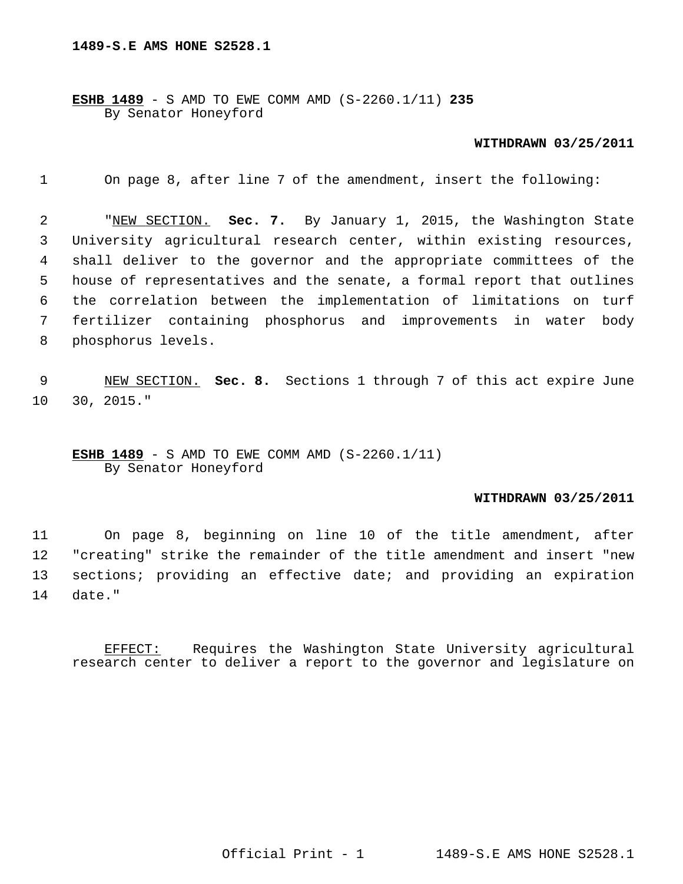**1489-S.E AMS HONE S2528.1**

**ESHB 1489** - S AMD TO EWE COMM AMD (S-2260.1/11) **235**
By Senator Honeyford

**WITHDRAWN 03/25/2011**

1 On page 8, after line 7 of the amendment, insert the following:

2 "NEW SECTION. **Sec. 7.** By January 1, 2015, the Washington State
3 University agricultural research center, within existing resources,
4 shall deliver to the governor and the appropriate committees of the
5 house of representatives and the senate, a formal report that outlines
6 the correlation between the implementation of limitations on turf
7 fertilizer containing phosphorus and improvements in water body
8 phosphorus levels.

9 NEW SECTION. **Sec. 8.** Sections 1 through 7 of this act expire June
10 30, 2015."

**ESHB 1489** - S AMD TO EWE COMM AMD (S-2260.1/11)
By Senator Honeyford

**WITHDRAWN 03/25/2011**

11 On page 8, beginning on line 10 of the title amendment, after
12 "creating" strike the remainder of the title amendment and insert "new
13 sections; providing an effective date; and providing an expiration
14 date."

EFFECT: Requires the Washington State University agricultural research center to deliver a report to the governor and legislature on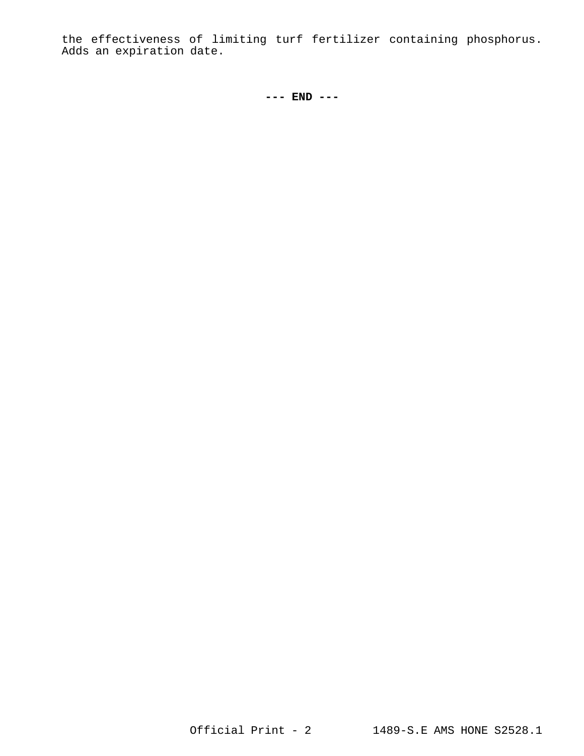the effectiveness of limiting turf fertilizer containing phosphorus. Adds an expiration date.

**--- END ---**